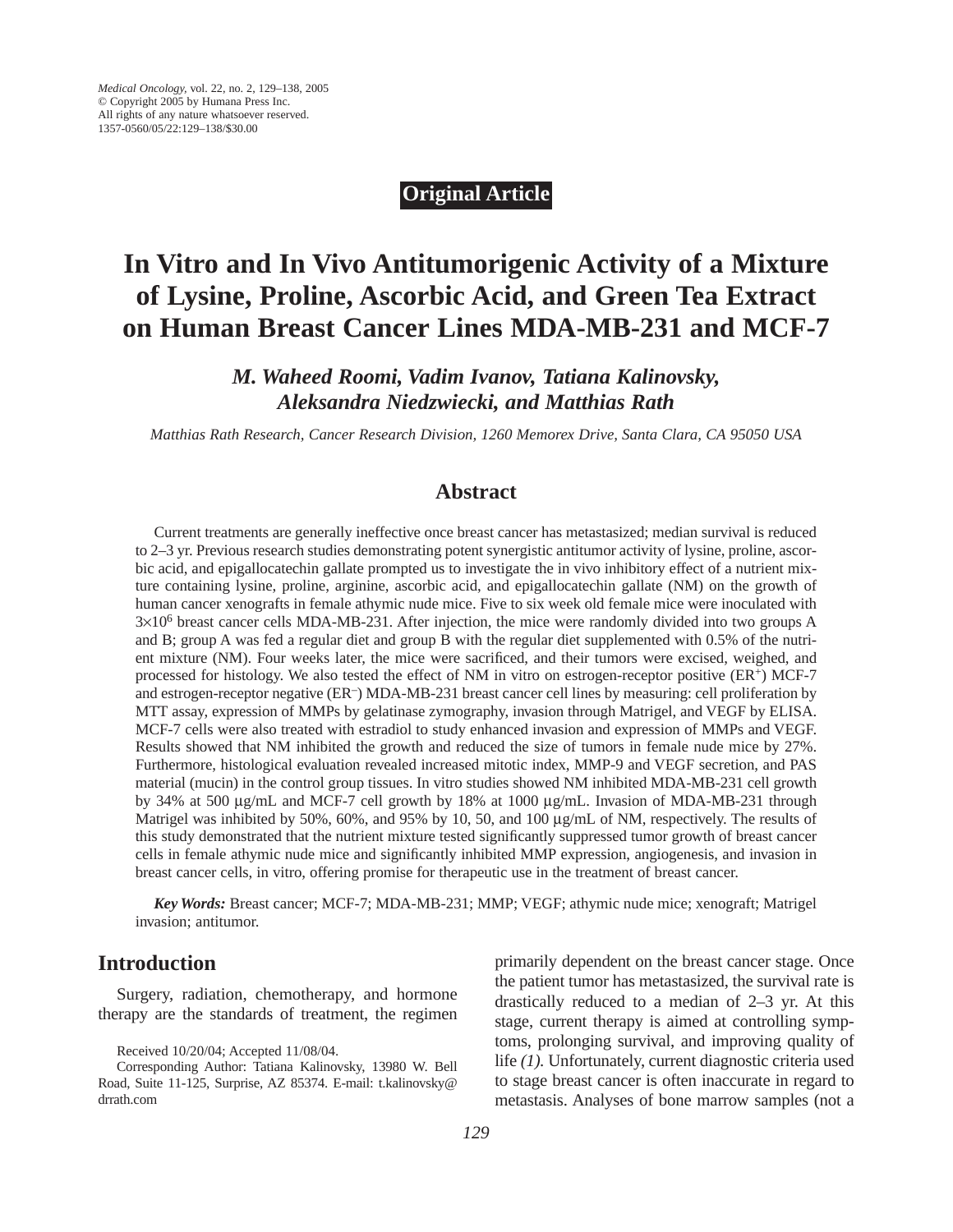Medical Oncology, vol. 22, no. 2, 129–138, 2005
© Copyright 2005 by Humana Press Inc.
All rights of any nature whatsoever reserved.
1357-0560/05/22:129–138/$30.00

**Original Article**

# In Vitro and In Vivo Antitumorigenic Activity of a Mixture of Lysine, Proline, Ascorbic Acid, and Green Tea Extract on Human Breast Cancer Lines MDA-MB-231 and MCF-7

***M. Waheed Roomi, Vadim Ivanov, Tatiana Kalinovsky, Aleksandra Niedzwiecki, and Matthias Rath***

*Matthias Rath Research, Cancer Research Division, 1260 Memorex Drive, Santa Clara, CA 95050 USA*

## Abstract

Current treatments are generally ineffective once breast cancer has metastasized; median survival is reduced to 2–3 yr. Previous research studies demonstrating potent synergistic antitumor activity of lysine, proline, ascorbic acid, and epigallocatechin gallate prompted us to investigate the in vivo inhibitory effect of a nutrient mixture containing lysine, proline, arginine, ascorbic acid, and epigallocatechin gallate (NM) on the growth of human cancer xenografts in female athymic nude mice. Five to six week old female mice were inoculated with $3 \times 10^6$ breast cancer cells MDA-MB-231. After injection, the mice were randomly divided into two groups A and B; group A was fed a regular diet and group B with the regular diet supplemented with 0.5% of the nutrient mixture (NM). Four weeks later, the mice were sacrificed, and their tumors were excised, weighed, and processed for histology. We also tested the effect of NM in vitro on estrogen-receptor positive ($ER^+$) MCF-7 and estrogen-receptor negative ($ER^-$) MDA-MB-231 breast cancer cell lines by measuring: cell proliferation by MTT assay, expression of MMPs by gelatinase zymography, invasion through Matrigel, and VEGF by ELISA. MCF-7 cells were also treated with estradiol to study enhanced invasion and expression of MMPs and VEGF. Results showed that NM inhibited the growth and reduced the size of tumors in female nude mice by 27%. Furthermore, histological evaluation revealed increased mitotic index, MMP-9 and VEGF secretion, and PAS material (mucin) in the control group tissues. In vitro studies showed NM inhibited MDA-MB-231 cell growth by 34% at 500 μg/mL and MCF-7 cell growth by 18% at 1000 μg/mL. Invasion of MDA-MB-231 through Matrigel was inhibited by 50%, 60%, and 95% by 10, 50, and 100 μg/mL of NM, respectively. The results of this study demonstrated that the nutrient mixture tested significantly suppressed tumor growth of breast cancer cells in female athymic nude mice and significantly inhibited MMP expression, angiogenesis, and invasion in breast cancer cells, in vitro, offering promise for therapeutic use in the treatment of breast cancer.

***Key Words:*** Breast cancer; MCF-7; MDA-MB-231; MMP; VEGF; athymic nude mice; xenograft; Matrigel invasion; antitumor.

## Introduction

Surgery, radiation, chemotherapy, and hormone therapy are the standards of treatment, the regimen primarily dependent on the breast cancer stage. Once the patient tumor has metastasized, the survival rate is drastically reduced to a median of 2–3 yr. At this stage, current therapy is aimed at controlling symptoms, prolonging survival, and improving quality of life *(1)*. Unfortunately, current diagnostic criteria used to stage breast cancer is often inaccurate in regard to metastasis. Analyses of bone marrow samples (not a

Received 10/20/04; Accepted 11/08/04.

Corresponding Author: Tatiana Kalinovsky, 13980 W. Bell Road, Suite 11-125, Surprise, AZ 85374. E-mail: t.kalinovsky@drrath.com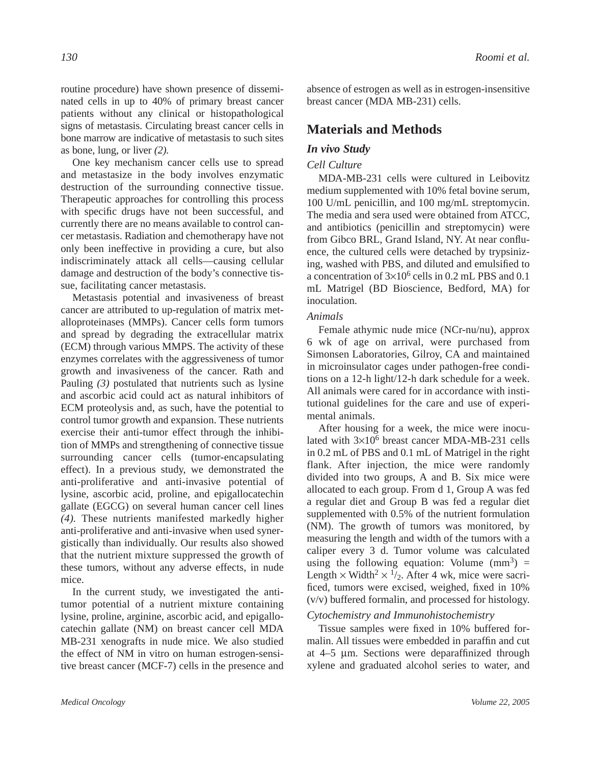routine procedure) have shown presence of disseminated cells in up to 40% of primary breast cancer patients without any clinical or histopathological signs of metastasis. Circulating breast cancer cells in bone marrow are indicative of metastasis to such sites as bone, lung, or liver *(2).*

One key mechanism cancer cells use to spread and metastasize in the body involves enzymatic destruction of the surrounding connective tissue. Therapeutic approaches for controlling this process with specific drugs have not been successful, and currently there are no means available to control cancer metastasis. Radiation and chemotherapy have not only been ineffective in providing a cure, but also indiscriminately attack all cells—causing cellular damage and destruction of the body's connective tissue, facilitating cancer metastasis.

Metastasis potential and invasiveness of breast cancer are attributed to up-regulation of matrix metalloproteinases (MMPs). Cancer cells form tumors and spread by degrading the extracellular matrix (ECM) through various MMPS. The activity of these enzymes correlates with the aggressiveness of tumor growth and invasiveness of the cancer. Rath and Pauling *(3)* postulated that nutrients such as lysine and ascorbic acid could act as natural inhibitors of ECM proteolysis and, as such, have the potential to control tumor growth and expansion. These nutrients exercise their anti-tumor effect through the inhibition of MMPs and strengthening of connective tissue surrounding cancer cells (tumor-encapsulating effect). In a previous study, we demonstrated the anti-proliferative and anti-invasive potential of lysine, ascorbic acid, proline, and epigallocatechin gallate (EGCG) on several human cancer cell lines *(4).* These nutrients manifested markedly higher anti-proliferative and anti-invasive when used synergistically than individually. Our results also showed that the nutrient mixture suppressed the growth of these tumors, without any adverse effects, in nude mice.

In the current study, we investigated the anti-tumor potential of a nutrient mixture containing lysine, proline, arginine, ascorbic acid, and epigallocatechin gallate (NM) on breast cancer cell MDA MB-231 xenografts in nude mice. We also studied the effect of NM in vitro on human estrogen-sensitive breast cancer (MCF-7) cells in the presence and absence of estrogen as well as in estrogen-insensitive breast cancer (MDA MB-231) cells.

## Materials and Methods

### *In vivo Study*

#### *Cell Culture*

MDA-MB-231 cells were cultured in Leibovitz medium supplemented with 10% fetal bovine serum, 100 U/mL penicillin, and 100 mg/mL streptomycin. The media and sera used were obtained from ATCC, and antibiotics (penicillin and streptomycin) were from Gibco BRL, Grand Island, NY. At near confluence, the cultured cells were detached by trypsinizing, washed with PBS, and diluted and emulsified to a concentration of $3 \times 10^6$ cells in 0.2 mL PBS and 0.1 mL Matrigel (BD Bioscience, Bedford, MA) for inoculation.

#### *Animals*

Female athymic nude mice (NCr-nu/nu), approx 6 wk of age on arrival, were purchased from Simonsen Laboratories, Gilroy, CA and maintained in microinsulator cages under pathogen-free conditions on a 12-h light/12-h dark schedule for a week. All animals were cared for in accordance with institutional guidelines for the care and use of experimental animals.

After housing for a week, the mice were inoculated with $3 \times 10^6$ breast cancer MDA-MB-231 cells in 0.2 mL of PBS and 0.1 mL of Matrigel in the right flank. After injection, the mice were randomly divided into two groups, A and B. Six mice were allocated to each group. From d 1, Group A was fed a regular diet and Group B was fed a regular diet supplemented with 0.5% of the nutrient formulation (NM). The growth of tumors was monitored, by measuring the length and width of the tumors with a caliper every 3 d. Tumor volume was calculated using the following equation: Volume ($\text{mm}^3$) = Length $\times$ Width$^2 \times {}^1/_2$. After 4 wk, mice were sacrificed, tumors were excised, weighed, fixed in 10% (v/v) buffered formalin, and processed for histology.

#### *Cytochemistry and Immunohistochemistry*

Tissue samples were fixed in 10% buffered formalin. All tissues were embedded in paraffin and cut at 4–5 µm. Sections were deparaffinized through xylene and graduated alcohol series to water, and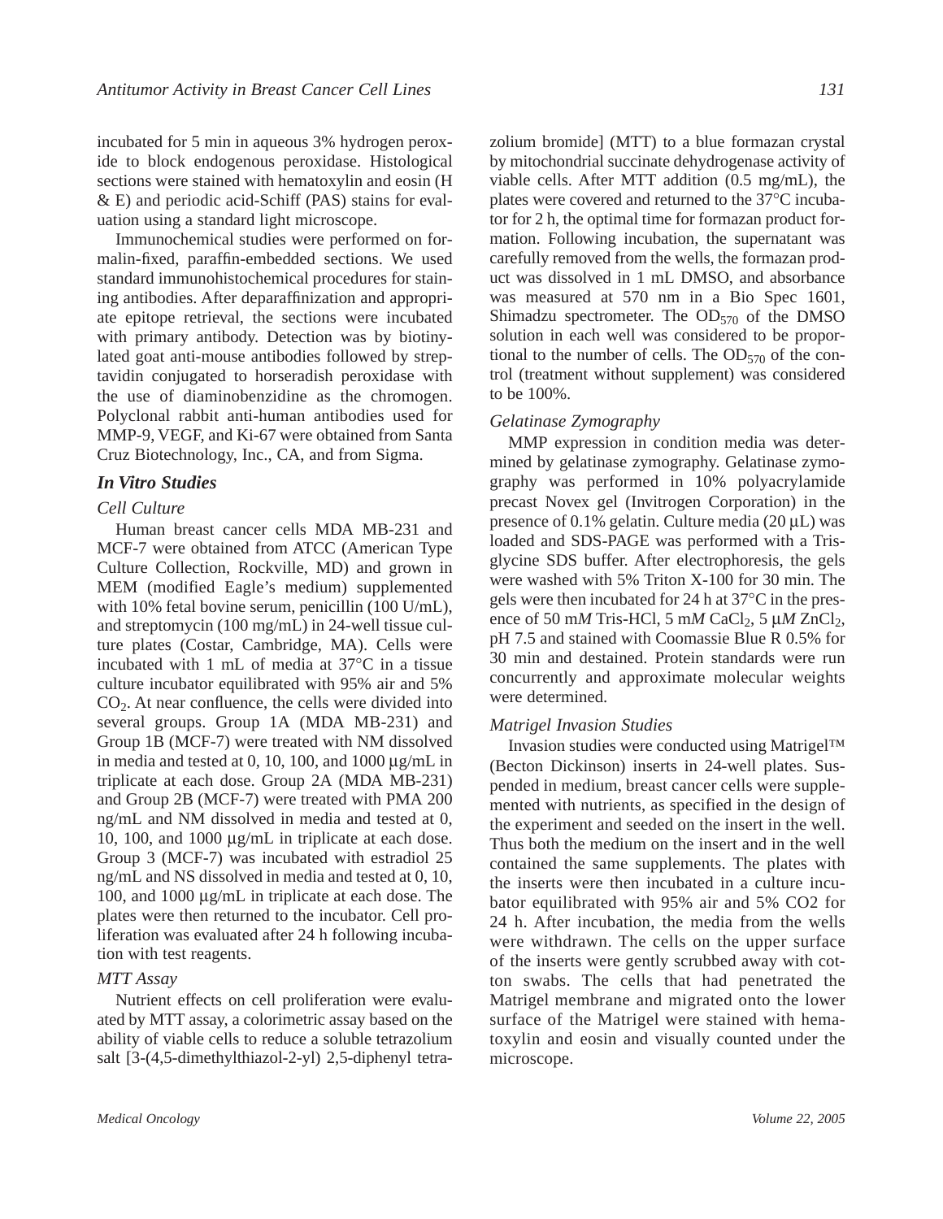incubated for 5 min in aqueous 3% hydrogen peroxide to block endogenous peroxidase. Histological sections were stained with hematoxylin and eosin (H & E) and periodic acid-Schiff (PAS) stains for evaluation using a standard light microscope.

Immunochemical studies were performed on formalin-fixed, paraffin-embedded sections. We used standard immunohistochemical procedures for staining antibodies. After deparaffinization and appropriate epitope retrieval, the sections were incubated with primary antibody. Detection was by biotinylated goat anti-mouse antibodies followed by streptavidin conjugated to horseradish peroxidase with the use of diaminobenzidine as the chromogen. Polyclonal rabbit anti-human antibodies used for MMP-9, VEGF, and Ki-67 were obtained from Santa Cruz Biotechnology, Inc., CA, and from Sigma.

## *In Vitro Studies*

### *Cell Culture*

Human breast cancer cells MDA MB-231 and MCF-7 were obtained from ATCC (American Type Culture Collection, Rockville, MD) and grown in MEM (modified Eagle's medium) supplemented with 10% fetal bovine serum, penicillin (100 U/mL), and streptomycin (100 mg/mL) in 24-well tissue culture plates (Costar, Cambridge, MA). Cells were incubated with 1 mL of media at 37°C in a tissue culture incubator equilibrated with 95% air and 5% $CO_2$. At near confluence, the cells were divided into several groups. Group 1A (MDA MB-231) and Group 1B (MCF-7) were treated with NM dissolved in media and tested at 0, 10, 100, and 1000 μg/mL in triplicate at each dose. Group 2A (MDA MB-231) and Group 2B (MCF-7) were treated with PMA 200 ng/mL and NM dissolved in media and tested at 0, 10, 100, and 1000 μg/mL in triplicate at each dose. Group 3 (MCF-7) was incubated with estradiol 25 ng/mL and NS dissolved in media and tested at 0, 10, 100, and 1000 μg/mL in triplicate at each dose. The plates were then returned to the incubator. Cell proliferation was evaluated after 24 h following incubation with test reagents.

### *MTT Assay*

Nutrient effects on cell proliferation were evaluated by MTT assay, a colorimetric assay based on the ability of viable cells to reduce a soluble tetrazolium salt [3-(4,5-dimethylthiazol-2-yl) 2,5-diphenyl tetrazolium bromide] (MTT) to a blue formazan crystal by mitochondrial succinate dehydrogenase activity of viable cells. After MTT addition (0.5 mg/mL), the plates were covered and returned to the 37°C incubator for 2 h, the optimal time for formazan product formation. Following incubation, the supernatant was carefully removed from the wells, the formazan product was dissolved in 1 mL DMSO, and absorbance was measured at 570 nm in a Bio Spec 1601, Shimadzu spectrometer. The $OD_{570}$ of the DMSO solution in each well was considered to be proportional to the number of cells. The $OD_{570}$ of the control (treatment without supplement) was considered to be 100%.

### *Gelatinase Zymography*

MMP expression in condition media was determined by gelatinase zymography. Gelatinase zymography was performed in 10% polyacrylamide precast Novex gel (Invitrogen Corporation) in the presence of 0.1% gelatin. Culture media (20 μL) was loaded and SDS-PAGE was performed with a Tris-glycine SDS buffer. After electrophoresis, the gels were washed with 5% Triton X-100 for 30 min. The gels were then incubated for 24 h at 37°C in the presence of 50 m*M* Tris-HCl, 5 m*M* $CaCl_2$, 5 μ*M* $ZnCl_2$, pH 7.5 and stained with Coomassie Blue R 0.5% for 30 min and destained. Protein standards were run concurrently and approximate molecular weights were determined.

### *Matrigel Invasion Studies*

Invasion studies were conducted using Matrigel™ (Becton Dickinson) inserts in 24-well plates. Suspended in medium, breast cancer cells were supplemented with nutrients, as specified in the design of the experiment and seeded on the insert in the well. Thus both the medium on the insert and in the well contained the same supplements. The plates with the inserts were then incubated in a culture incubator equilibrated with 95% air and 5% CO2 for 24 h. After incubation, the media from the wells were withdrawn. The cells on the upper surface of the inserts were gently scrubbed away with cotton swabs. The cells that had penetrated the Matrigel membrane and migrated onto the lower surface of the Matrigel were stained with hematoxylin and eosin and visually counted under the microscope.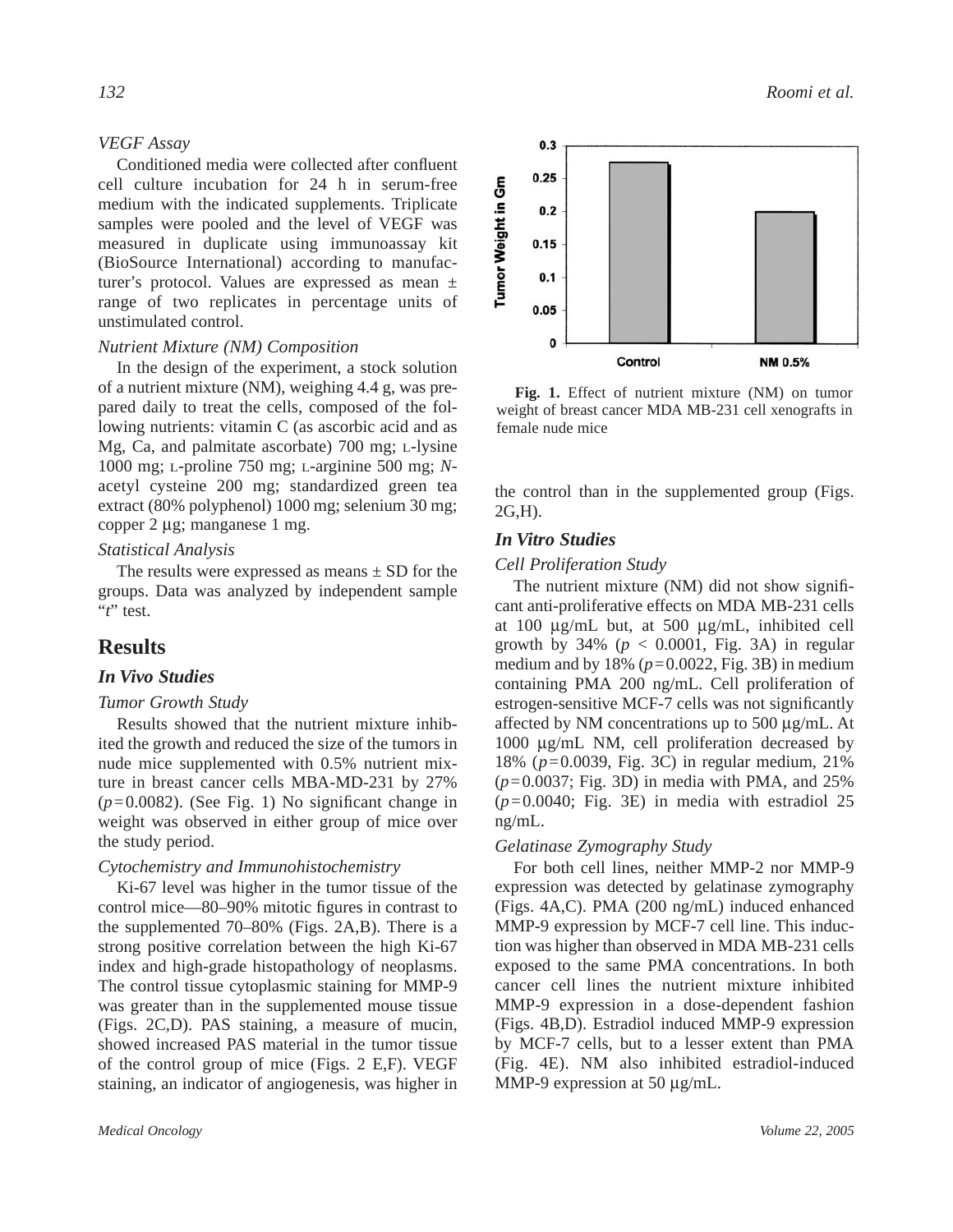### VEGF Assay

Conditioned media were collected after confluent cell culture incubation for 24 h in serum-free medium with the indicated supplements. Triplicate samples were pooled and the level of VEGF was measured in duplicate using immunoassay kit (BioSource International) according to manufacturer's protocol. Values are expressed as mean ± range of two replicates in percentage units of unstimulated control.

### Nutrient Mixture (NM) Composition

In the design of the experiment, a stock solution of a nutrient mixture (NM), weighing 4.4 g, was prepared daily to treat the cells, composed of the following nutrients: vitamin C (as ascorbic acid and as Mg, Ca, and palmitate ascorbate) 700 mg; L-lysine 1000 mg; L-proline 750 mg; L-arginine 500 mg; *N*-acetyl cysteine 200 mg; standardized green tea extract (80% polyphenol) 1000 mg; selenium 30 mg; copper 2 μg; manganese 1 mg.

### Statistical Analysis

The results were expressed as means ± SD for the groups. Data was analyzed by independent sample "*t*" test.

# Results

## In Vivo Studies

### Tumor Growth Study

Results showed that the nutrient mixture inhibited the growth and reduced the size of the tumors in nude mice supplemented with 0.5% nutrient mixture in breast cancer cells MBA-MD-231 by 27% ($p = 0.0082$). (See Fig. 1) No significant change in weight was observed in either group of mice over the study period.

### Cytochemistry and Immunohistochemistry

Ki-67 level was higher in the tumor tissue of the control mice—80–90% mitotic figures in contrast to the supplemented 70–80% (Figs. 2A,B). There is a strong positive correlation between the high Ki-67 index and high-grade histopathology of neoplasms. The control tissue cytoplasmic staining for MMP-9 was greater than in the supplemented mouse tissue (Figs. 2C,D). PAS staining, a measure of mucin, showed increased PAS material in the tumor tissue of the control group of mice (Figs. 2 E,F). VEGF staining, an indicator of angiogenesis, was higher in the control than in the supplemented group (Figs. 2G,H).

**Fig. 1.** Effect of nutrient mixture (NM) on tumor weight of breast cancer MDA MB-231 cell xenografts in female nude mice

## In Vitro Studies

### Cell Proliferation Study

The nutrient mixture (NM) did not show significant anti-proliferative effects on MDA MB-231 cells at 100 μg/mL but, at 500 μg/mL, inhibited cell growth by 34% ($p < 0.0001$, Fig. 3A) in regular medium and by 18% ($p = 0.0022$, Fig. 3B) in medium containing PMA 200 ng/mL. Cell proliferation of estrogen-sensitive MCF-7 cells was not significantly affected by NM concentrations up to 500 μg/mL. At 1000 μg/mL NM, cell proliferation decreased by 18% ($p = 0.0039$, Fig. 3C) in regular medium, 21% ($p = 0.0037$; Fig. 3D) in media with PMA, and 25% ($p = 0.0040$; Fig. 3E) in media with estradiol 25 ng/mL.

### Gelatinase Zymography Study

For both cell lines, neither MMP-2 nor MMP-9 expression was detected by gelatinase zymography (Figs. 4A,C). PMA (200 ng/mL) induced enhanced MMP-9 expression by MCF-7 cell line. This induction was higher than observed in MDA MB-231 cells exposed to the same PMA concentrations. In both cancer cell lines the nutrient mixture inhibited MMP-9 expression in a dose-dependent fashion (Figs. 4B,D). Estradiol induced MMP-9 expression by MCF-7 cells, but to a lesser extent than PMA (Fig. 4E). NM also inhibited estradiol-induced MMP-9 expression at 50 μg/mL.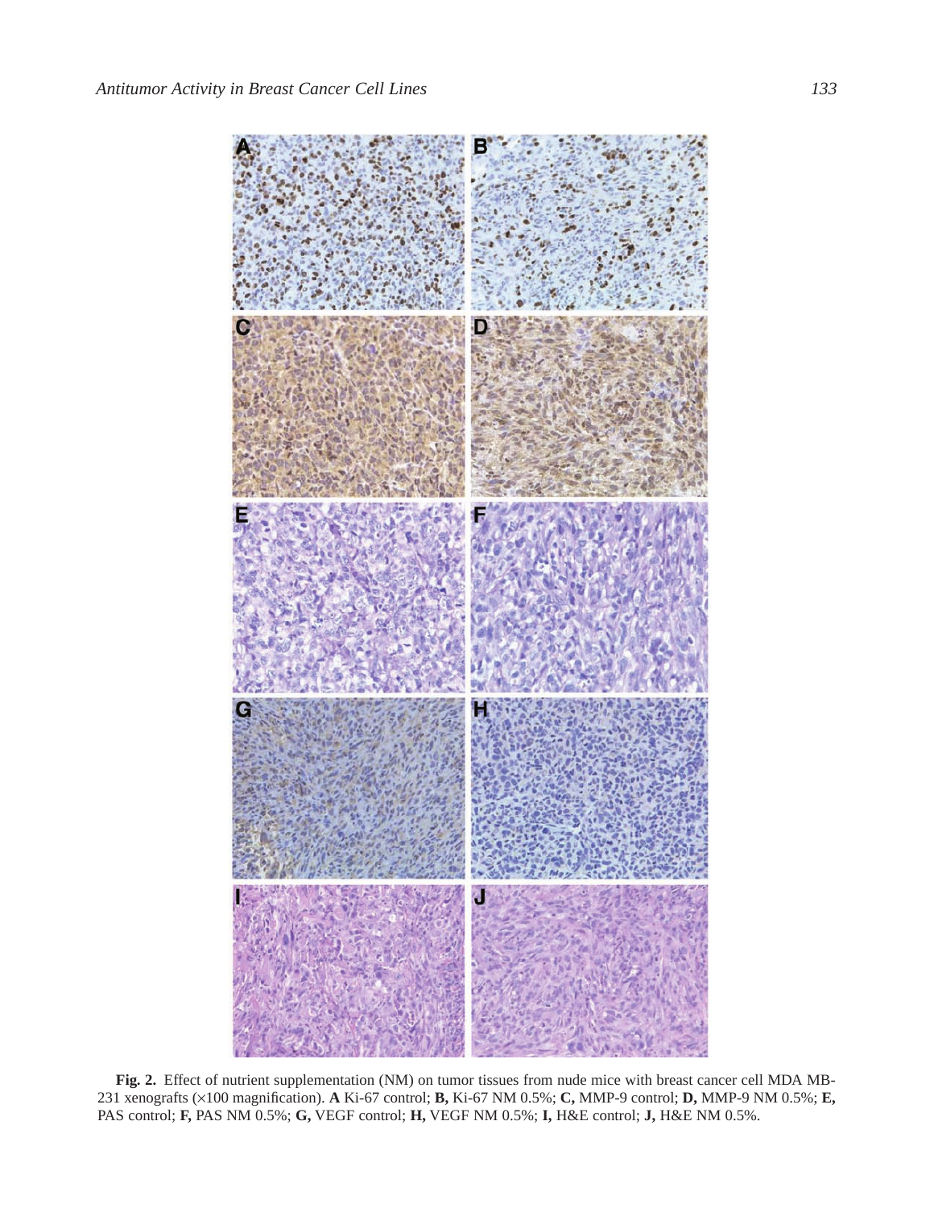**Fig. 2.** Effect of nutrient supplementation (NM) on tumor tissues from nude mice with breast cancer cell MDA MB-231 xenografts (×100 magnification). **A** Ki-67 control; **B,** Ki-67 NM 0.5%; **C,** MMP-9 control; **D,** MMP-9 NM 0.5%; **E,** PAS control; **F,** PAS NM 0.5%; **G,** VEGF control; **H,** VEGF NM 0.5%; **I,** H&E control; **J,** H&E NM 0.5%.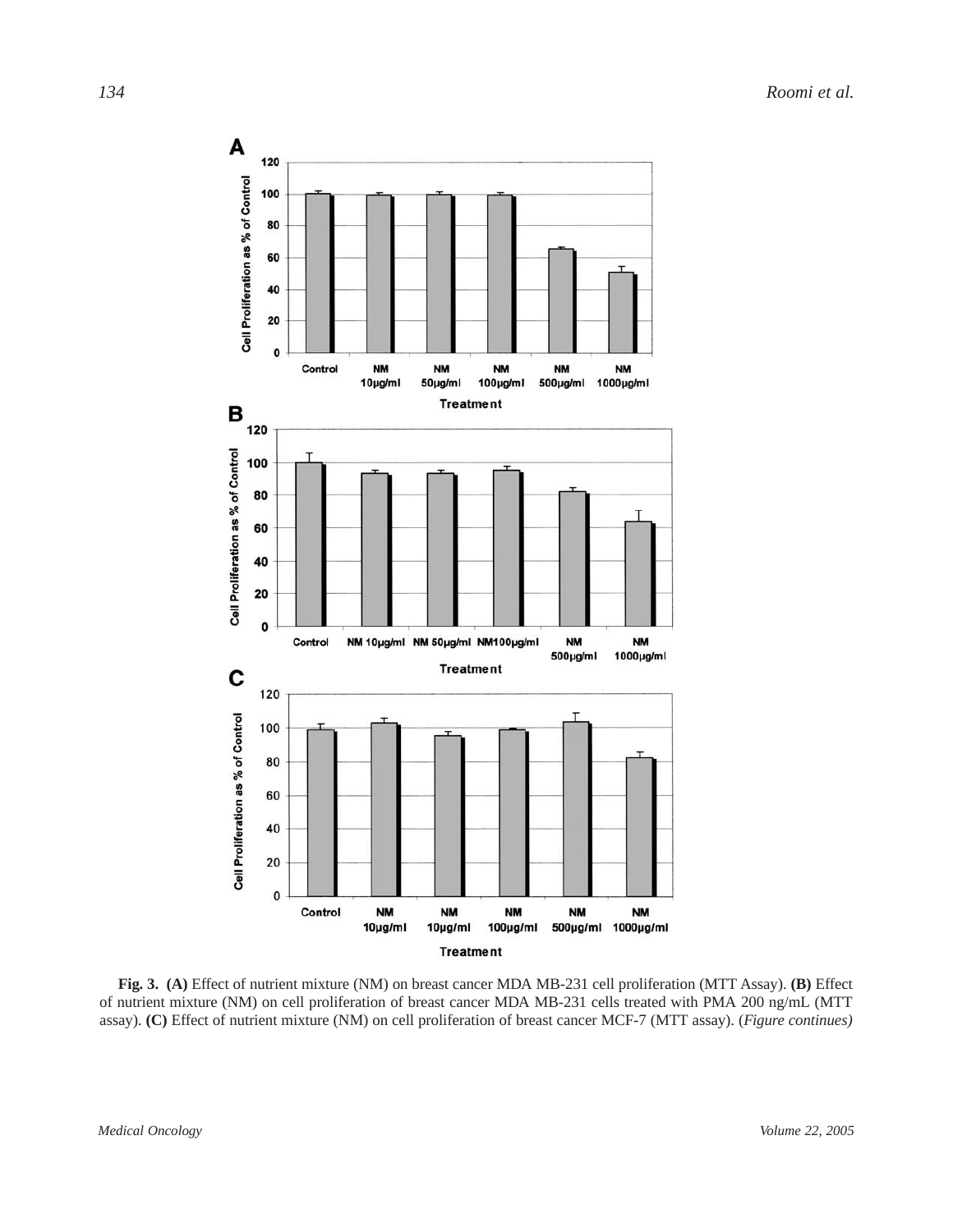**Fig. 3. (A)** Effect of nutrient mixture (NM) on breast cancer MDA MB-231 cell proliferation (MTT Assay). **(B)** Effect of nutrient mixture (NM) on cell proliferation of breast cancer MDA MB-231 cells treated with PMA 200 ng/mL (MTT assay). **(C)** Effect of nutrient mixture (NM) on cell proliferation of breast cancer MCF-7 (MTT assay). (*Figure continues)*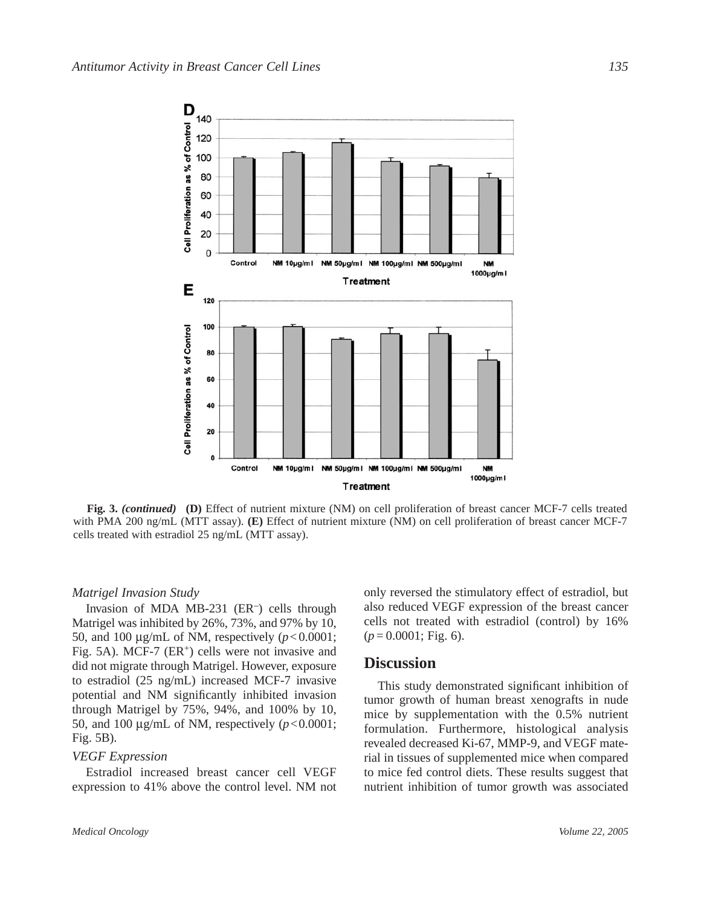**Fig. 3.** ***(continued)*** **(D)** Effect of nutrient mixture (NM) on cell proliferation of breast cancer MCF-7 cells treated with PMA 200 ng/mL (MTT assay). **(E)** Effect of nutrient mixture (NM) on cell proliferation of breast cancer MCF-7 cells treated with estradiol 25 ng/mL (MTT assay).

### *Matrigel Invasion Study*

Invasion of MDA MB-231 ($ER^-$) cells through Matrigel was inhibited by 26%, 73%, and 97% by 10, 50, and 100 μg/mL of NM, respectively ($p < 0.0001$; Fig. 5A). MCF-7 ($ER^+$) cells were not invasive and did not migrate through Matrigel. However, exposure to estradiol (25 ng/mL) increased MCF-7 invasive potential and NM significantly inhibited invasion through Matrigel by 75%, 94%, and 100% by 10, 50, and 100 μg/mL of NM, respectively ($p < 0.0001$; Fig. 5B).

### *VEGF Expression*

Estradiol increased breast cancer cell VEGF expression to 41% above the control level. NM not only reversed the stimulatory effect of estradiol, but also reduced VEGF expression of the breast cancer cells not treated with estradiol (control) by 16% ($p = 0.0001$; Fig. 6).

## Discussion

This study demonstrated significant inhibition of tumor growth of human breast xenografts in nude mice by supplementation with the 0.5% nutrient formulation. Furthermore, histological analysis revealed decreased Ki-67, MMP-9, and VEGF material in tissues of supplemented mice when compared to mice fed control diets. These results suggest that nutrient inhibition of tumor growth was associated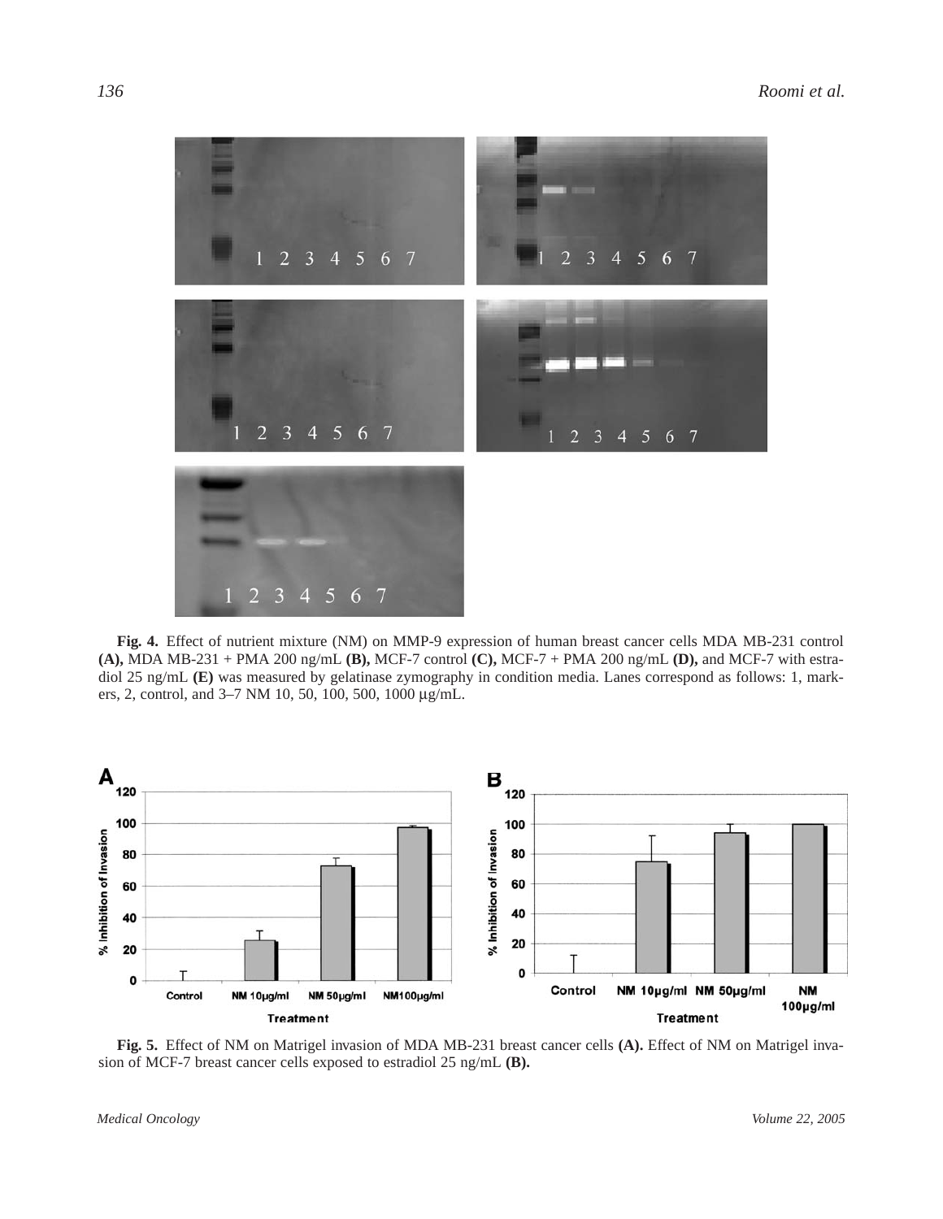**Fig. 4.** Effect of nutrient mixture (NM) on MMP-9 expression of human breast cancer cells MDA MB-231 control **(A),** MDA MB-231 + PMA 200 ng/mL **(B),** MCF-7 control **(C),** MCF-7 + PMA 200 ng/mL **(D),** and MCF-7 with estradiol 25 ng/mL **(E)** was measured by gelatinase zymography in condition media. Lanes correspond as follows: 1, markers, 2, control, and 3–7 NM 10, 50, 100, 500, 1000 μg/mL.

**Fig. 5.** Effect of NM on Matrigel invasion of MDA MB-231 breast cancer cells **(A).** Effect of NM on Matrigel invasion of MCF-7 breast cancer cells exposed to estradiol 25 ng/mL **(B).**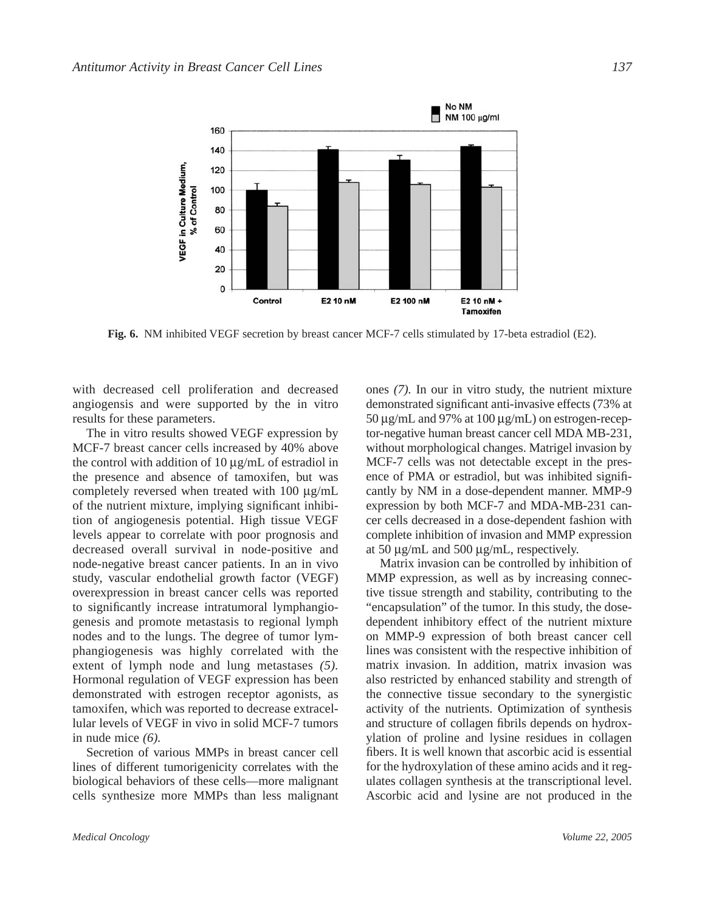**Fig. 6.** NM inhibited VEGF secretion by breast cancer MCF-7 cells stimulated by 17-beta estradiol (E2).

with decreased cell proliferation and decreased angiogensis and were supported by the in vitro results for these parameters.

The in vitro results showed VEGF expression by MCF-7 breast cancer cells increased by 40% above the control with addition of 10 µg/mL of estradiol in the presence and absence of tamoxifen, but was completely reversed when treated with 100 µg/mL of the nutrient mixture, implying significant inhibition of angiogenesis potential. High tissue VEGF levels appear to correlate with poor prognosis and decreased overall survival in node-positive and node-negative breast cancer patients. In an in vivo study, vascular endothelial growth factor (VEGF) overexpression in breast cancer cells was reported to significantly increase intratumoral lymphangiogenesis and promote metastasis to regional lymph nodes and to the lungs. The degree of tumor lymphangiogenesis was highly correlated with the extent of lymph node and lung metastases *(5)*. Hormonal regulation of VEGF expression has been demonstrated with estrogen receptor agonists, as tamoxifen, which was reported to decrease extracellular levels of VEGF in vivo in solid MCF-7 tumors in nude mice *(6)*.

Secretion of various MMPs in breast cancer cell lines of different tumorigenicity correlates with the biological behaviors of these cells—more malignant cells synthesize more MMPs than less malignant ones *(7)*. In our in vitro study, the nutrient mixture demonstrated significant anti-invasive effects (73% at 50 µg/mL and 97% at 100 µg/mL) on estrogen-receptor-negative human breast cancer cell MDA MB-231, without morphological changes. Matrigel invasion by MCF-7 cells was not detectable except in the presence of PMA or estradiol, but was inhibited significantly by NM in a dose-dependent manner. MMP-9 expression by both MCF-7 and MDA-MB-231 cancer cells decreased in a dose-dependent fashion with complete inhibition of invasion and MMP expression at 50 µg/mL and 500 µg/mL, respectively.

Matrix invasion can be controlled by inhibition of MMP expression, as well as by increasing connective tissue strength and stability, contributing to the "encapsulation" of the tumor. In this study, the dose-dependent inhibitory effect of the nutrient mixture on MMP-9 expression of both breast cancer cell lines was consistent with the respective inhibition of matrix invasion. In addition, matrix invasion was also restricted by enhanced stability and strength of the connective tissue secondary to the synergistic activity of the nutrients. Optimization of synthesis and structure of collagen fibrils depends on hydroxylation of proline and lysine residues in collagen fibers. It is well known that ascorbic acid is essential for the hydroxylation of these amino acids and it regulates collagen synthesis at the transcriptional level. Ascorbic acid and lysine are not produced in the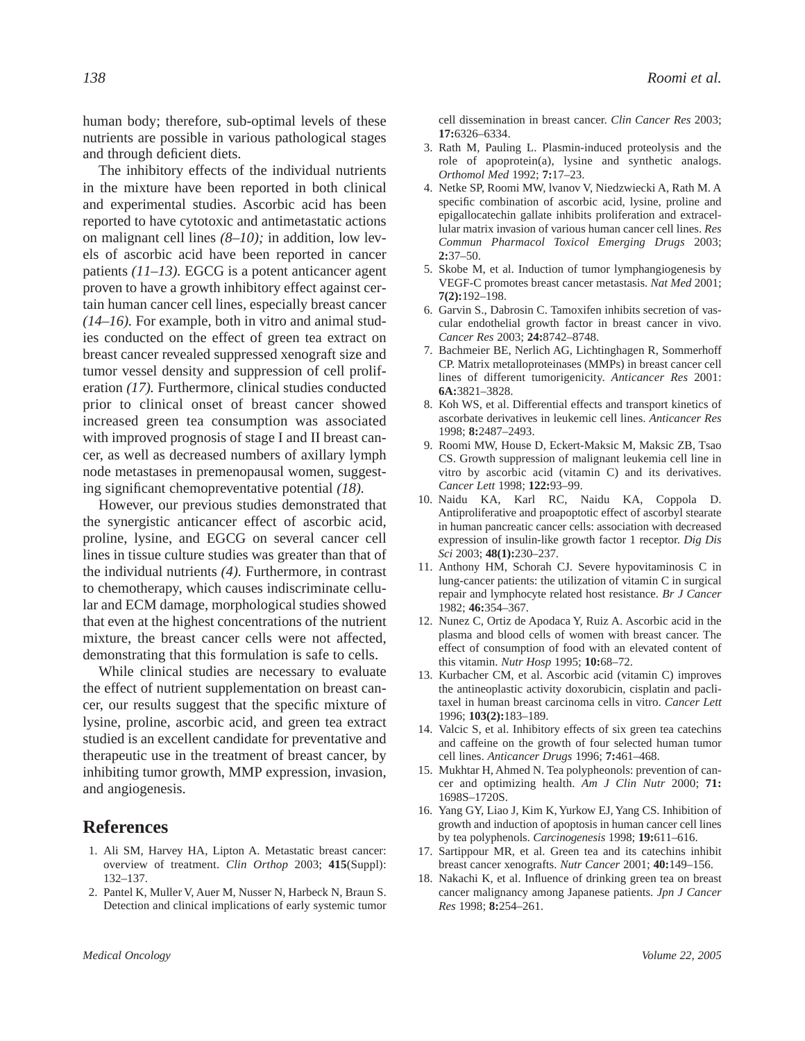human body; therefore, sub-optimal levels of these nutrients are possible in various pathological stages and through deficient diets.

The inhibitory effects of the individual nutrients in the mixture have been reported in both clinical and experimental studies. Ascorbic acid has been reported to have cytotoxic and antimetastatic actions on malignant cell lines *(8–10);* in addition, low levels of ascorbic acid have been reported in cancer patients *(11–13).* EGCG is a potent anticancer agent proven to have a growth inhibitory effect against certain human cancer cell lines, especially breast cancer *(14–16).* For example, both in vitro and animal studies conducted on the effect of green tea extract on breast cancer revealed suppressed xenograft size and tumor vessel density and suppression of cell proliferation *(17).* Furthermore, clinical studies conducted prior to clinical onset of breast cancer showed increased green tea consumption was associated with improved prognosis of stage I and II breast cancer, as well as decreased numbers of axillary lymph node metastases in premenopausal women, suggesting significant chemopreventative potential *(18).*

However, our previous studies demonstrated that the synergistic anticancer effect of ascorbic acid, proline, lysine, and EGCG on several cancer cell lines in tissue culture studies was greater than that of the individual nutrients *(4).* Furthermore, in contrast to chemotherapy, which causes indiscriminate cellular and ECM damage, morphological studies showed that even at the highest concentrations of the nutrient mixture, the breast cancer cells were not affected, demonstrating that this formulation is safe to cells.

While clinical studies are necessary to evaluate the effect of nutrient supplementation on breast cancer, our results suggest that the specific mixture of lysine, proline, ascorbic acid, and green tea extract studied is an excellent candidate for preventative and therapeutic use in the treatment of breast cancer, by inhibiting tumor growth, MMP expression, invasion, and angiogenesis.

## References

1. Ali SM, Harvey HA, Lipton A. Metastatic breast cancer: overview of treatment. *Clin Orthop* 2003; **415**(Suppl): 132–137.
2. Pantel K, Muller V, Auer M, Nusser N, Harbeck N, Braun S. Detection and clinical implications of early systemic tumor cell dissemination in breast cancer. *Clin Cancer Res* 2003; **17:**6326–6334.
3. Rath M, Pauling L. Plasmin-induced proteolysis and the role of apoprotein(a), lysine and synthetic analogs. *Orthomol Med* 1992; **7:**17–23.
4. Netke SP, Roomi MW, lvanov V, Niedzwiecki A, Rath M. A specific combination of ascorbic acid, lysine, proline and epigallocatechin gallate inhibits proliferation and extracellular matrix invasion of various human cancer cell lines. *Res Commun Pharmacol Toxicol Emerging Drugs* 2003; **2:**37–50.
5. Skobe M, et al. Induction of tumor lymphangiogenesis by VEGF-C promotes breast cancer metastasis. *Nat Med* 2001; **7(2):**192–198.
6. Garvin S., Dabrosin C. Tamoxifen inhibits secretion of vascular endothelial growth factor in breast cancer in vivo. *Cancer Res* 2003; **24:**8742–8748.
7. Bachmeier BE, Nerlich AG, Lichtinghagen R, Sommerhoff CP. Matrix metalloproteinases (MMPs) in breast cancer cell lines of different tumorigenicity. *Anticancer Res* 2001: **6A:**3821–3828.
8. Koh WS, et al. Differential effects and transport kinetics of ascorbate derivatives in leukemic cell lines. *Anticancer Res* 1998; **8:**2487–2493.
9. Roomi MW, House D, Eckert-Maksic M, Maksic ZB, Tsao CS. Growth suppression of malignant leukemia cell line in vitro by ascorbic acid (vitamin C) and its derivatives. *Cancer Lett* 1998; **122:**93–99.
10. Naidu KA, Karl RC, Naidu KA, Coppola D. Antiproliferative and proapoptotic effect of ascorbyl stearate in human pancreatic cancer cells: association with decreased expression of insulin-like growth factor 1 receptor. *Dig Dis Sci* 2003; **48(1):**230–237.
11. Anthony HM, Schorah CJ. Severe hypovitaminosis C in lung-cancer patients: the utilization of vitamin C in surgical repair and lymphocyte related host resistance. *Br J Cancer* 1982; **46:**354–367.
12. Nunez C, Ortiz de Apodaca Y, Ruiz A. Ascorbic acid in the plasma and blood cells of women with breast cancer. The effect of consumption of food with an elevated content of this vitamin. *Nutr Hosp* 1995; **10:**68–72.
13. Kurbacher CM, et al. Ascorbic acid (vitamin C) improves the antineoplastic activity doxorubicin, cisplatin and paclitaxel in human breast carcinoma cells in vitro. *Cancer Lett* 1996; **103(2):**183–189.
14. Valcic S, et al. Inhibitory effects of six green tea catechins and caffeine on the growth of four selected human tumor cell lines. *Anticancer Drugs* 1996; **7:**461–468.
15. Mukhtar H, Ahmed N. Tea polypheonols: prevention of cancer and optimizing health. *Am J Clin Nutr* 2000; **71:** 1698S–1720S.
16. Yang GY, Liao J, Kim K, Yurkow EJ, Yang CS. Inhibition of growth and induction of apoptosis in human cancer cell lines by tea polyphenols. *Carcinogenesis* 1998; **19:**611–616.
17. Sartippour MR, et al. Green tea and its catechins inhibit breast cancer xenografts. *Nutr Cancer* 2001; **40:**149–156.
18. Nakachi K, et al. Influence of drinking green tea on breast cancer malignancy among Japanese patients. *Jpn J Cancer Res* 1998; **8:**254–261.